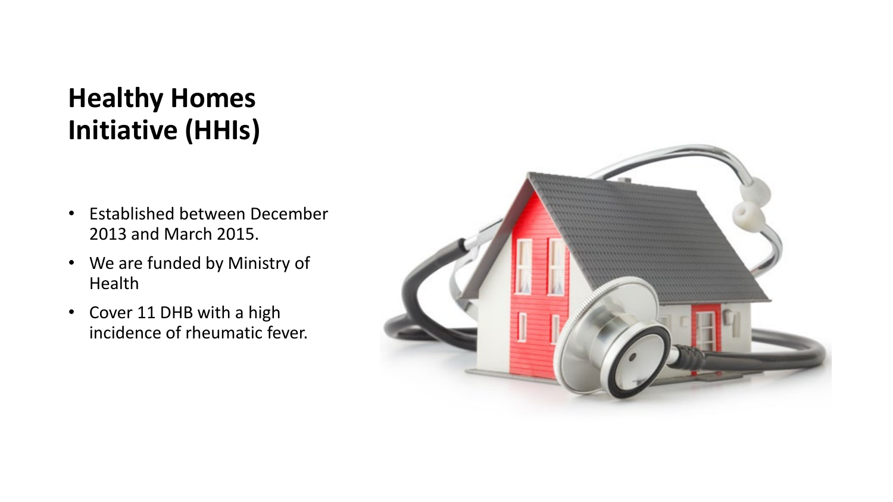# Healthy Homes Initiative (HHIs)

- Established between December 2013 and March 2015.
- We are funded by Ministry of Health
- Cover 11 DHB with a high incidence of rheumatic fever.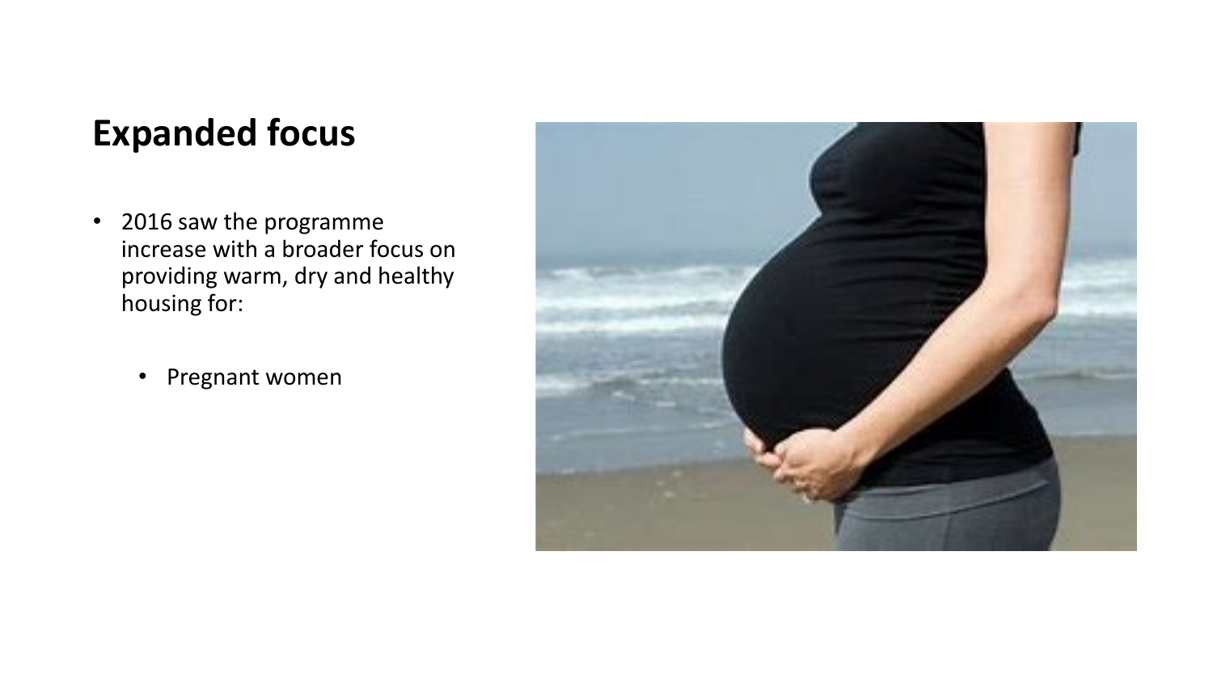## Expanded focus

- 2016 saw the programme increase with a broader focus on providing warm, dry and healthy housing for:
    - Pregnant women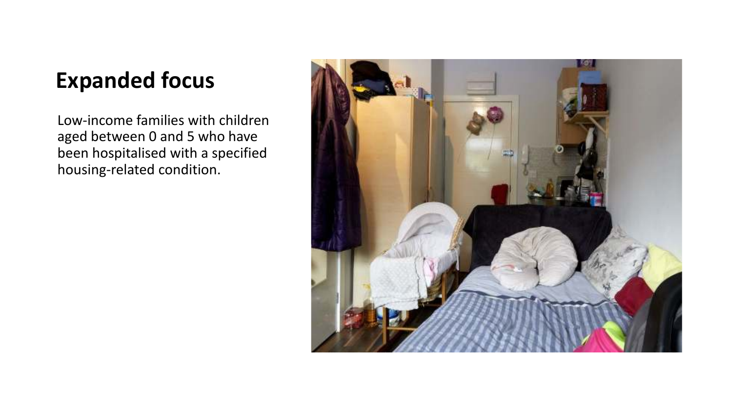# Expanded focus

Low-income families with children aged between 0 and 5 who have been hospitalised with a specified housing-related condition.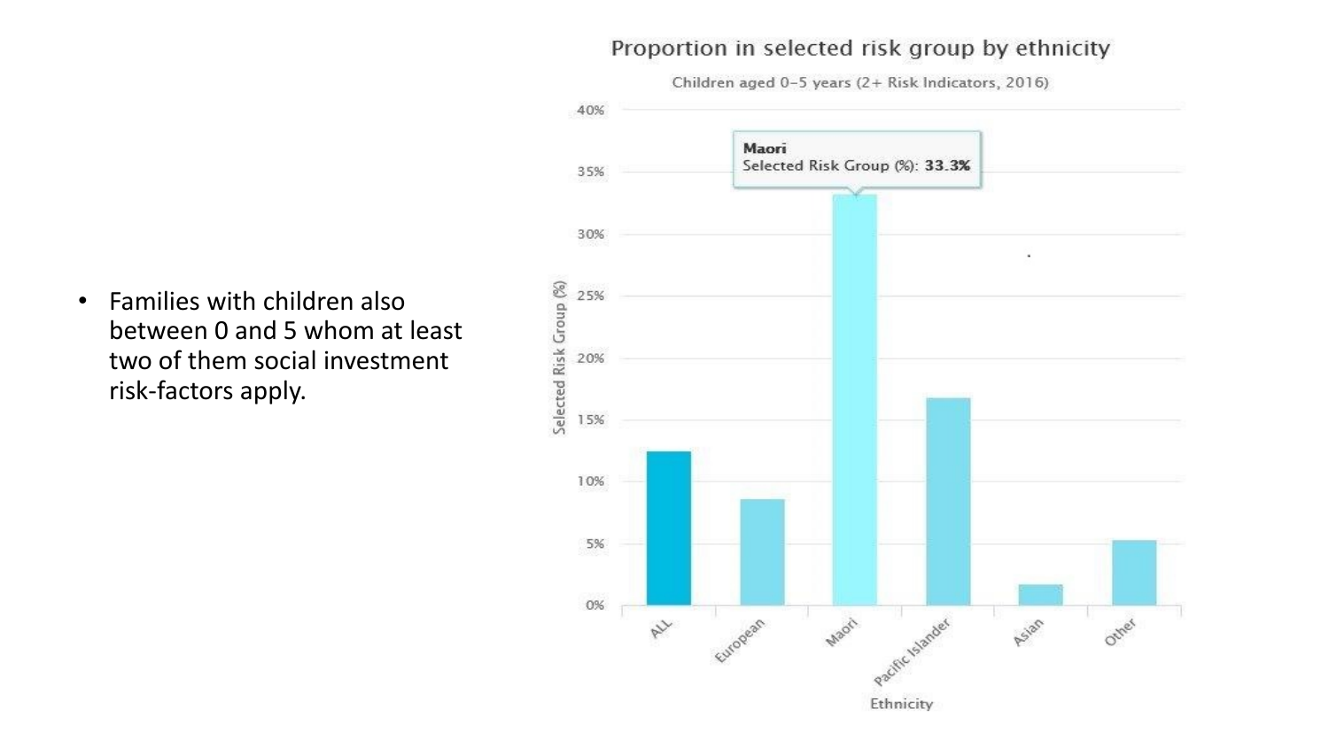- Families with children also between 0 and 5 whom at least two of them social investment risk-factors apply.

**Proportion in selected risk group by ethnicity**

Children aged 0–5 years (2+ Risk Indicators, 2016)

Maori
Selected Risk Group (%): **33.3%**

Selected Risk Group (%)

40%
35%
30%
25%
20%
15%
10%
5%
0%

ALL
European
Maori
Pacific Islander
Asian
Other

Ethnicity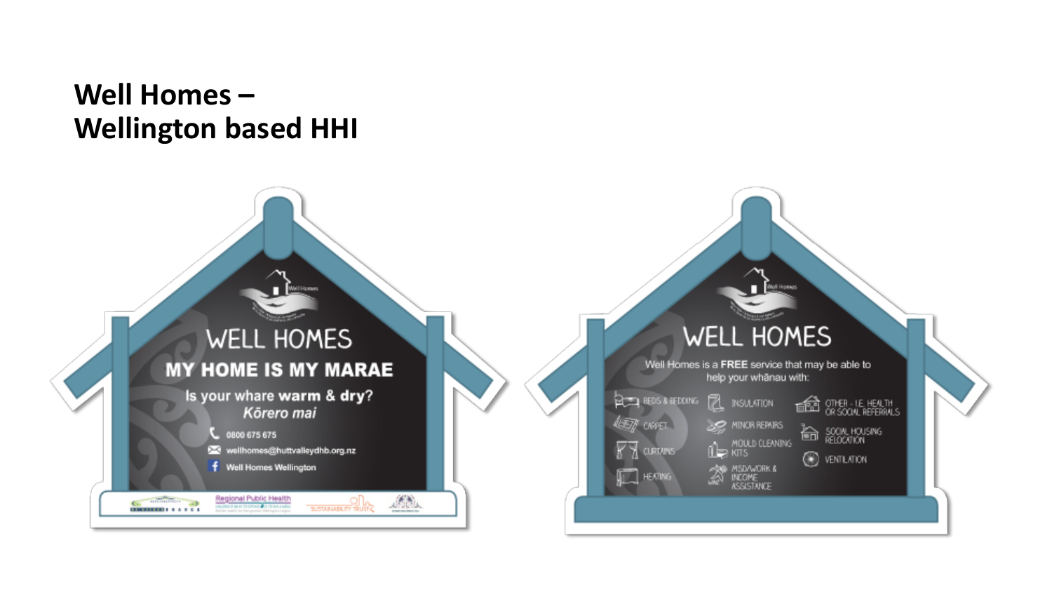# Well Homes – Wellington based HHI

WELL HOMES

MY HOME IS MY MARAE

Is your whare **warm** & **dry**?

*Kōrero mai*

0800 675 675

wellhomes@huttvalleydhb.org.nz

Well Homes Wellington

Regional Public Health

SUSTAINABILITY TRUST

WELL HOMES

Well Homes is a **FREE** service that may be able to help your whānau with:

- BEDS & BEDDING
- CARPET
- CURTAINS
- HEATING
- INSULATION
- MINOR REPAIRS
- MOULD CLEANING KITS
- MSD/WORK & INCOME ASSISTANCE
- OTHER - I.E. HEALTH OR SOCIAL REFERRALS
- SOCIAL HOUSING RELOCATION
- VENTILATION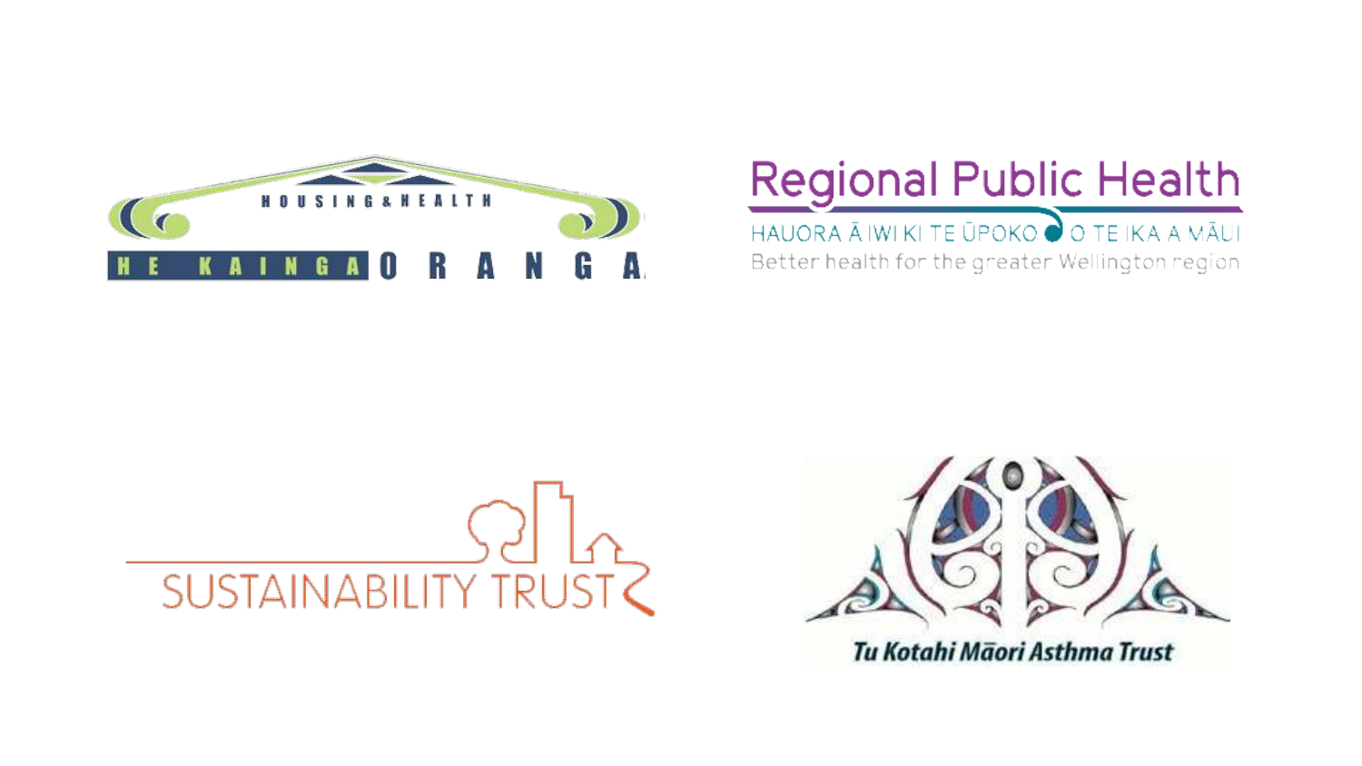HOUSING & HEALTH

HE KAINGA ORANGA

Regional Public Health

HAUORA Ā IWI KI TE ŪPOKO O TE IKA A MĀUI

Better health for the greater Wellington region

SUSTAINABILITY TRUST

Tu Kotahi Māori Asthma Trust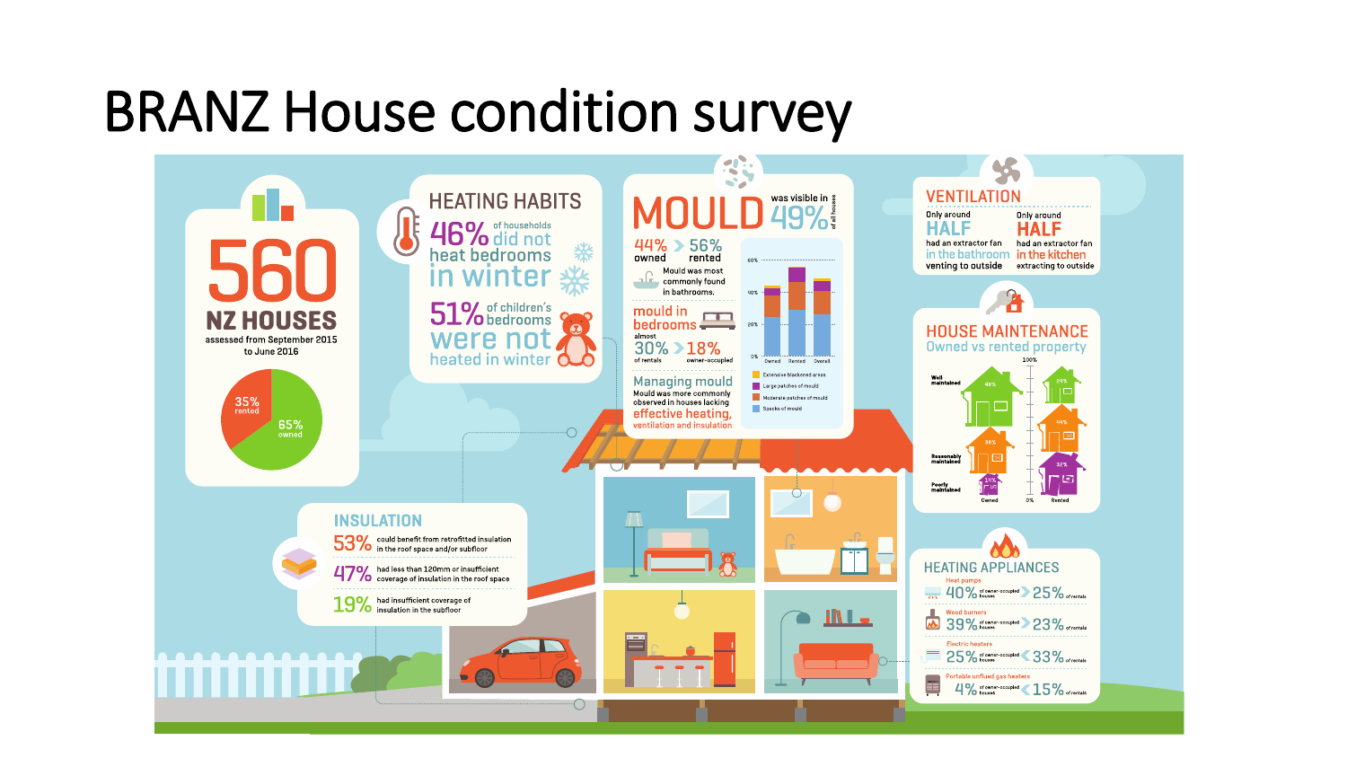# BRANZ House condition survey

## 560 NZ HOUSES

assessed from September 2015 to June 2016

35% rented
65% owned

## HEATING HABITS

**46%** of households did not heat bedrooms in winter

**51%** of children's bedrooms were not heated in winter

## MOULD

was visible in **49%** of all houses

44% owned > 56% rented

Mould was most commonly found in bathrooms.

mould in bedrooms

almost 30% of rentals > 18% owner-occupied

### Managing mould

Mould was more commonly observed in houses lacking effective heating, ventilation and insulation

- Extensive blackened areas
- Large patches of mould
- Moderate patches of mould
- Specks of mould

## VENTILATION

Only around **HALF** had an extractor fan in the bathroom venting to outside

Only around **HALF** had an extractor fan in the kitchen extracting to outside

## HOUSE MAINTENANCE

Owned vs rented property

| | Owned | Rented |
|---|---|---|
| Well maintained | 46% | 24% |
| Reasonably maintained | 39% | 44% |
| Poorly maintained | 14% | 32% |

## INSULATION

**53%** could benefit from retrofitted insulation in the roof space and/or subfloor

**47%** had less than 120mm or insufficient coverage of insulation in the roof space

**19%** had insufficient coverage of insulation in the subfloor

## HEATING APPLIANCES

| Appliance | Owner-occupied houses | Rentals |
|---|---|---|
| Heat pumps | 40% | 25% |
| Wood burners | 39% | 23% |
| Electric heaters | 25% | 33% |
| Portable unflued gas heaters | 4% | 15% |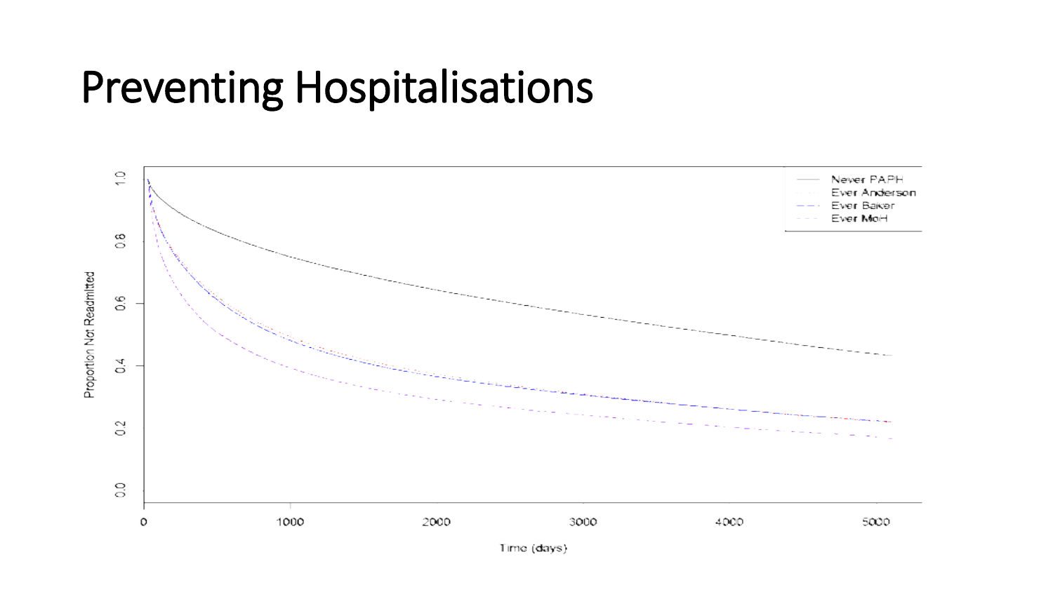# Preventing Hospitalisations

Never PAPH
Ever Anderson
Ever Baker
Ever MoH

Proportion Not Readmitted

1.0
0.8
0.6
0.4
0.2
0.0

0 1000 2000 3000 4000 5000

Time (days)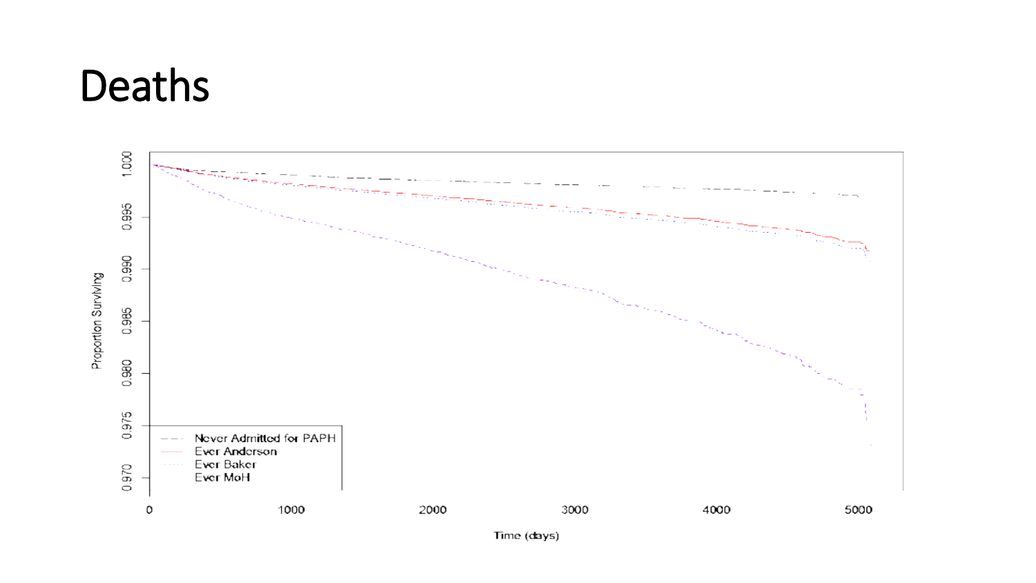# Deaths

Proportion Surviving

1.000

0.995

0.990

0.985

0.980

0.975

0.970

0 1000 2000 3000 4000 5000

Time (days)

- Never Admitted for PAPH
- Ever Anderson
- Ever Baker
- Ever MoH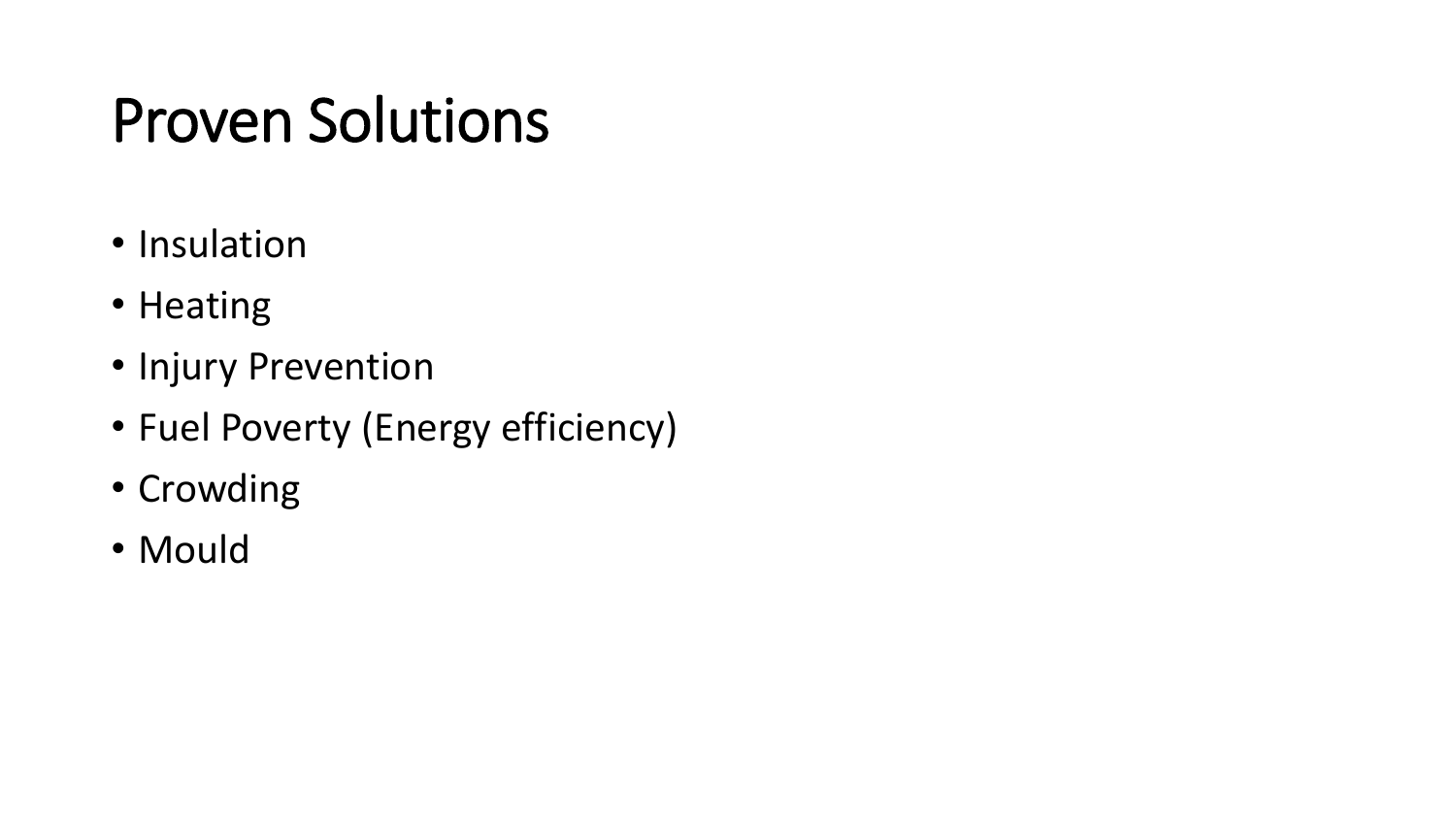# Proven Solutions

- Insulation
- Heating
- Injury Prevention
- Fuel Poverty (Energy efficiency)
- Crowding
- Mould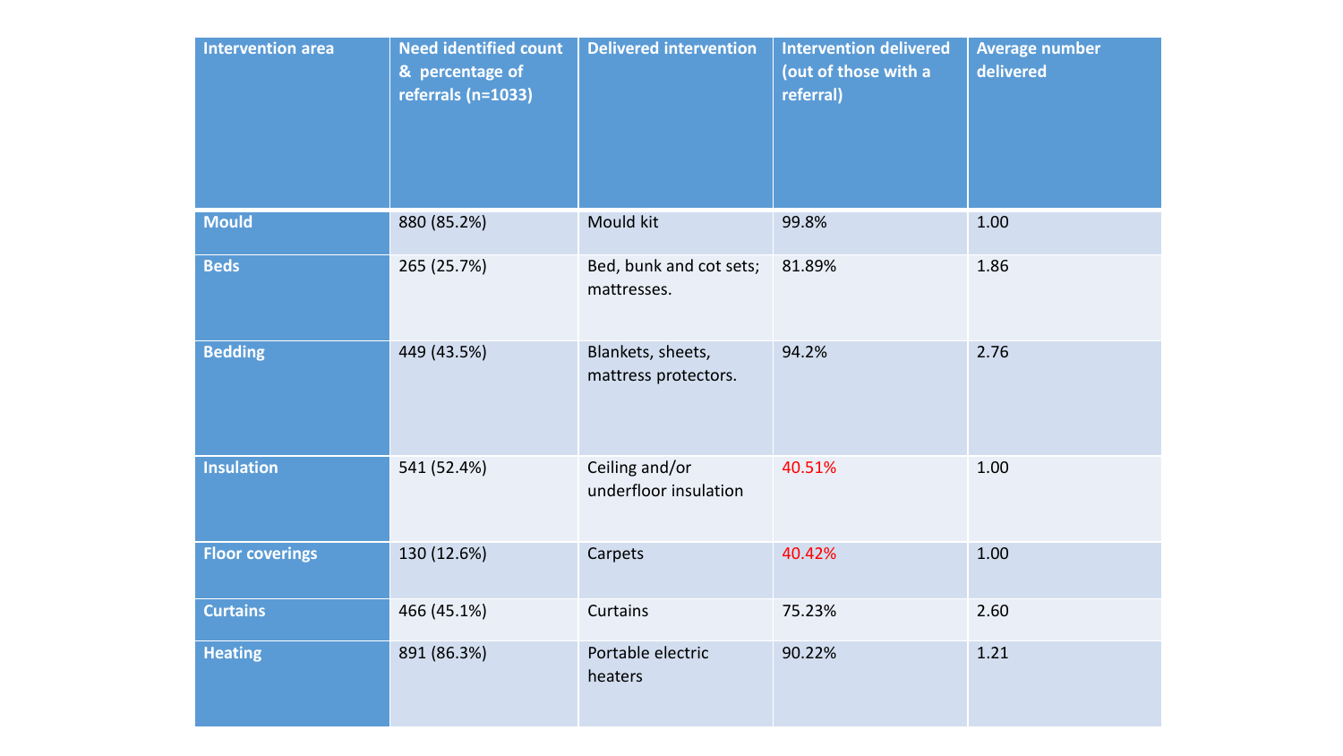| Intervention area | Need identified count & percentage of referrals (n=1033) | Delivered intervention | Intervention delivered (out of those with a referral) | Average number delivered |
|---|---|---|---|---|
| **Mould** | 880 (85.2%) | Mould kit | 99.8% | 1.00 |
| **Beds** | 265 (25.7%) | Bed, bunk and cot sets; mattresses. | 81.89% | 1.86 |
| **Bedding** | 449 (43.5%) | Blankets, sheets, mattress protectors. | 94.2% | 2.76 |
| **Insulation** | 541 (52.4%) | Ceiling and/or underfloor insulation | 40.51% | 1.00 |
| **Floor coverings** | 130 (12.6%) | Carpets | 40.42% | 1.00 |
| **Curtains** | 466 (45.1%) | Curtains | 75.23% | 2.60 |
| **Heating** | 891 (86.3%) | Portable electric heaters | 90.22% | 1.21 |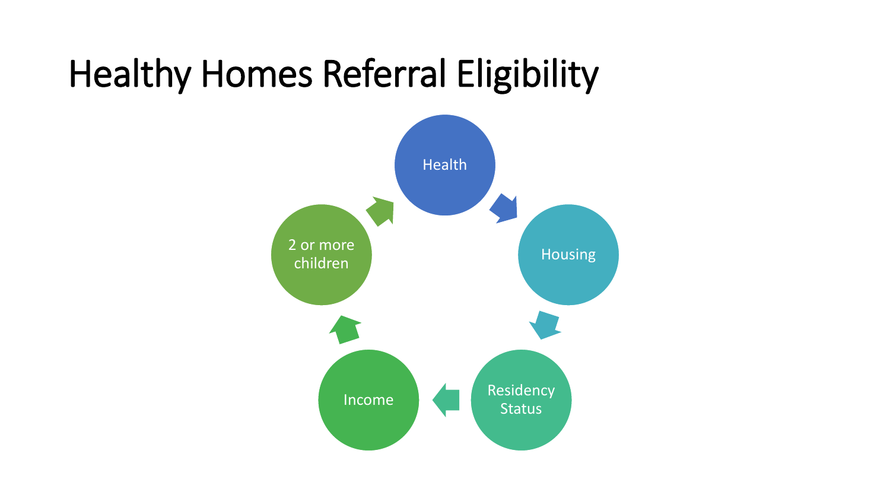# Healthy Homes Referral Eligibility

- Health
- Housing
- Residency Status
- Income
- 2 or more children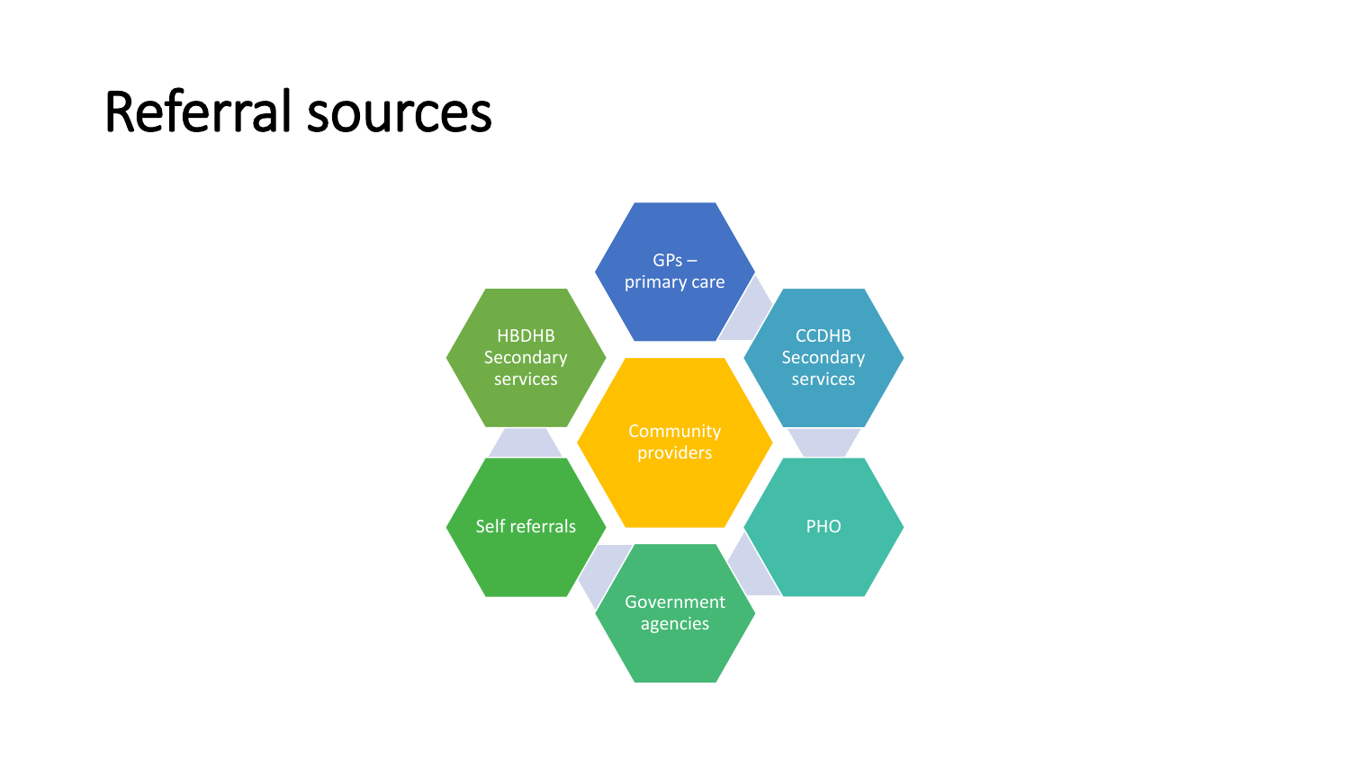# Referral sources

- GPs – primary care
- CCDHB Secondary services
- PHO
- Government agencies
- Self referrals
- HBDHB Secondary services
- Community providers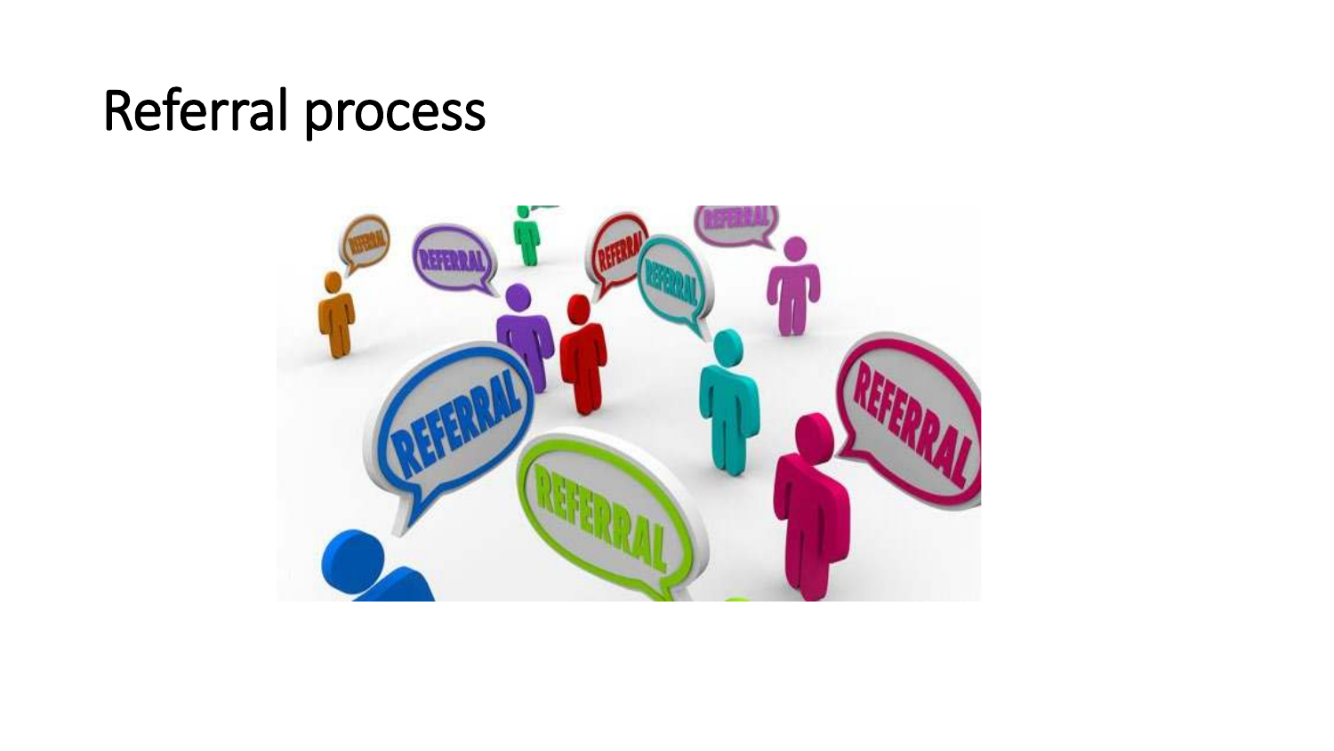# Referral process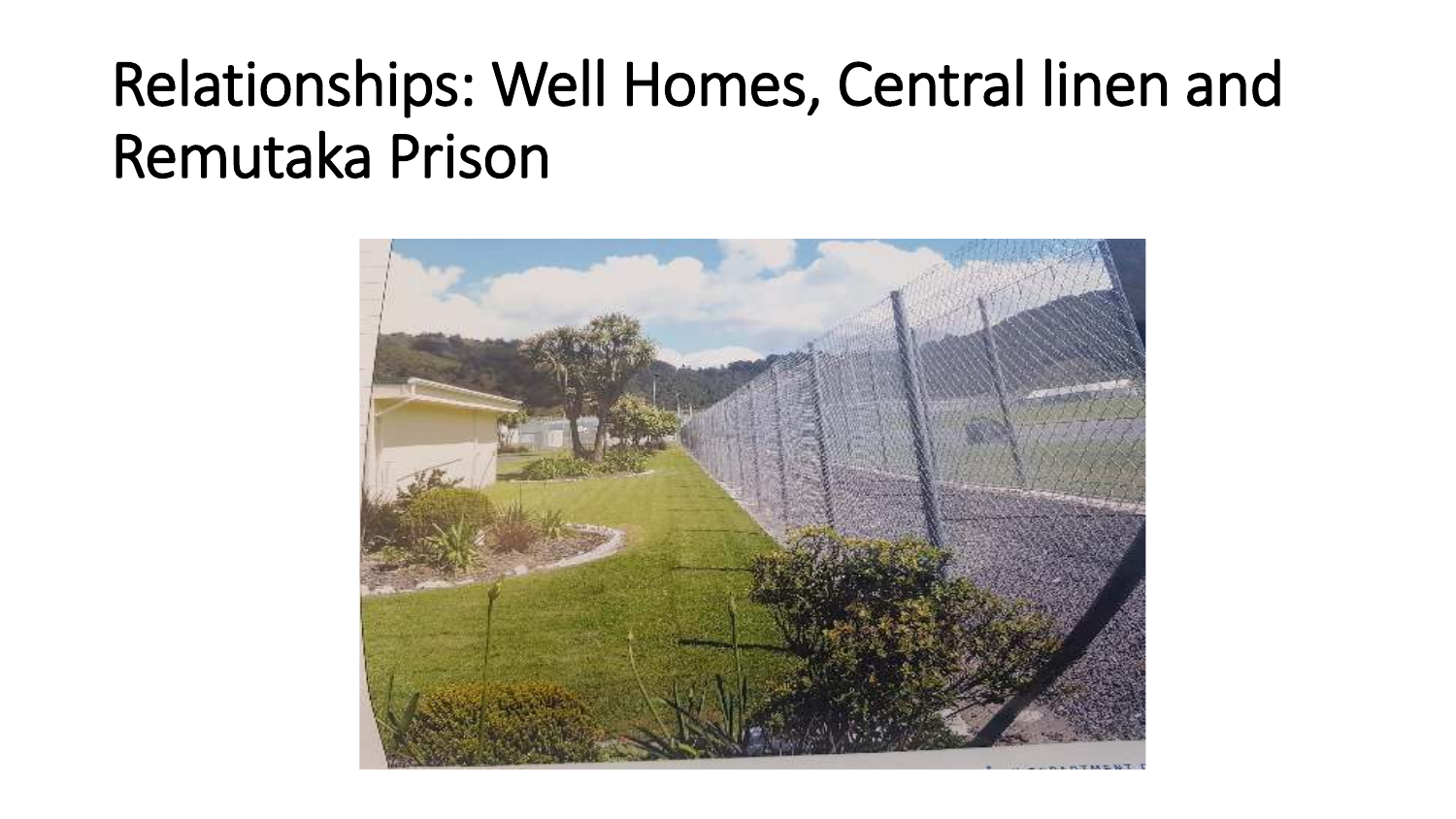# Relationships: Well Homes, Central linen and Remutaka Prison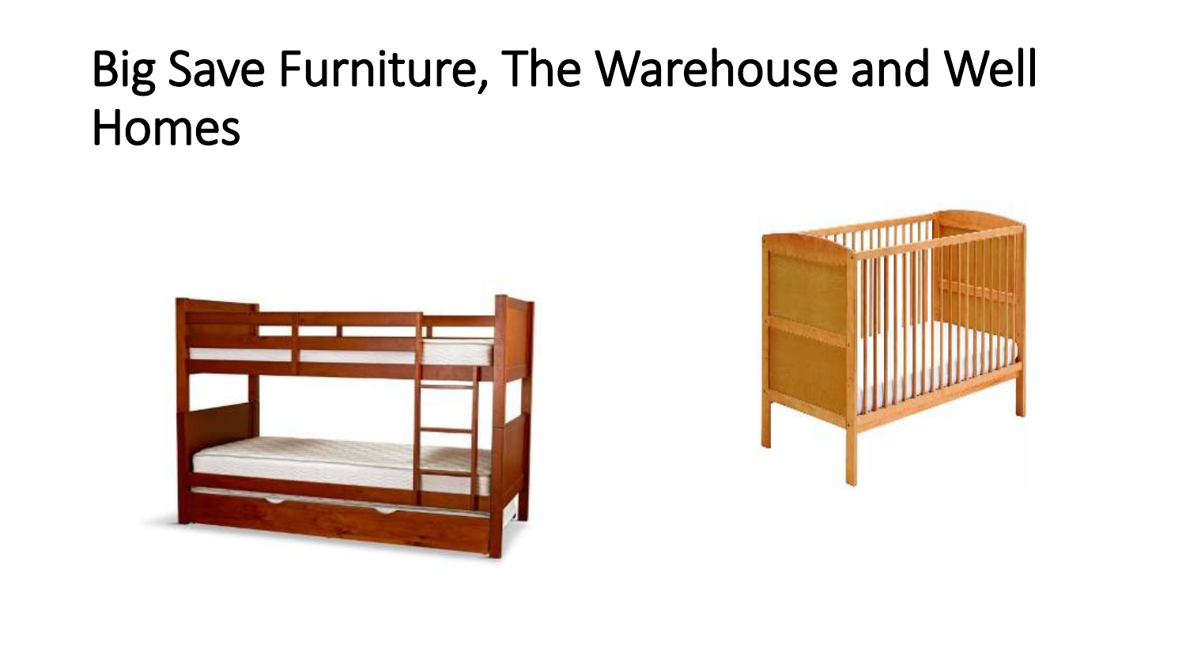# Big Save Furniture, The Warehouse and Well Homes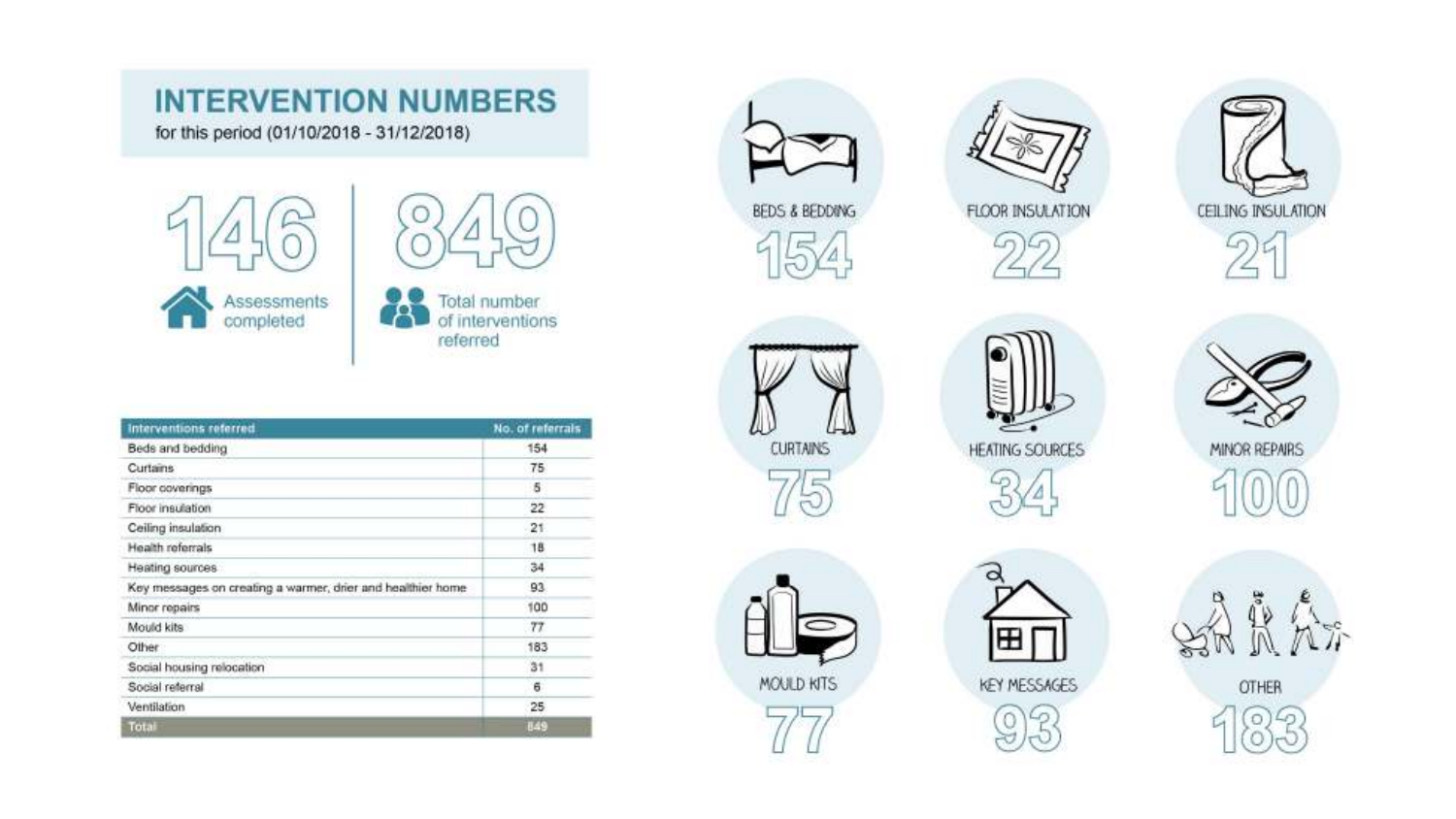## INTERVENTION NUMBERS

for this period (01/10/2018 - 31/12/2018)

**146** Assessments completed

**849** Total number of interventions referred

| Interventions referred | No. of referrals |
|---|---|
| Beds and bedding | 154 |
| Curtains | 75 |
| Floor coverings | 5 |
| Floor insulation | 22 |
| Ceiling insulation | 21 |
| Health referrals | 18 |
| Heating sources | 34 |
| Key messages on creating a warmer, drier and healthier home | 93 |
| Minor repairs | 100 |
| Mould kits | 77 |
| Other | 183 |
| Social housing relocation | 31 |
| Social referral | 6 |
| Ventilation | 25 |
| Total | 849 |

BEDS & BEDDING **154**

FLOOR INSULATION **22**

CEILING INSULATION **21**

CURTAINS **75**

HEATING SOURCES **34**

MINOR REPAIRS **100**

MOULD KITS **77**

KEY MESSAGES **93**

OTHER **183**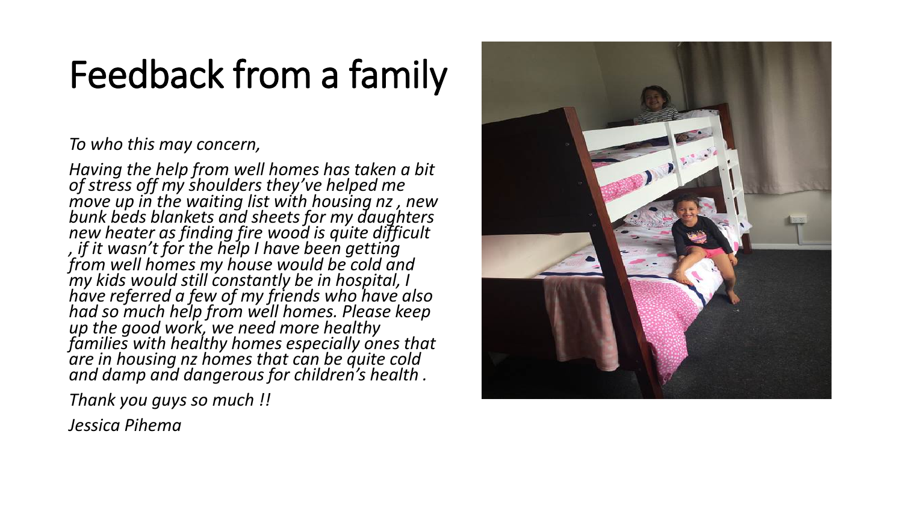# Feedback from a family

*To who this may concern,*

*Having the help from well homes has taken a bit of stress off my shoulders they've helped me move up in the waiting list with housing nz , new bunk beds blankets and sheets for my daughters new heater as finding fire wood is quite difficult , if it wasn't for the help I have been getting from well homes my house would be cold and my kids would still constantly be in hospital, I have referred a few of my friends who have also had so much help from well homes. Please keep up the good work, we need more healthy families with healthy homes especially ones that are in housing nz homes that can be quite cold and damp and dangerous for children's health .*

*Thank you guys so much !!*

*Jessica Pihema*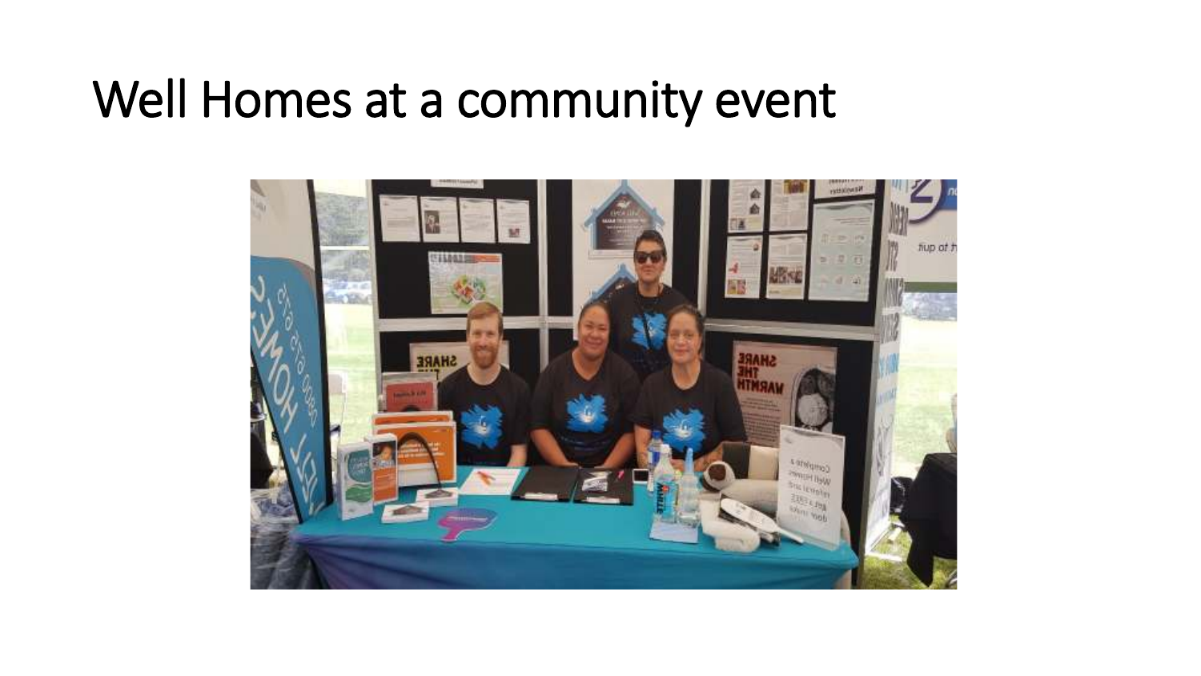# Well Homes at a community event